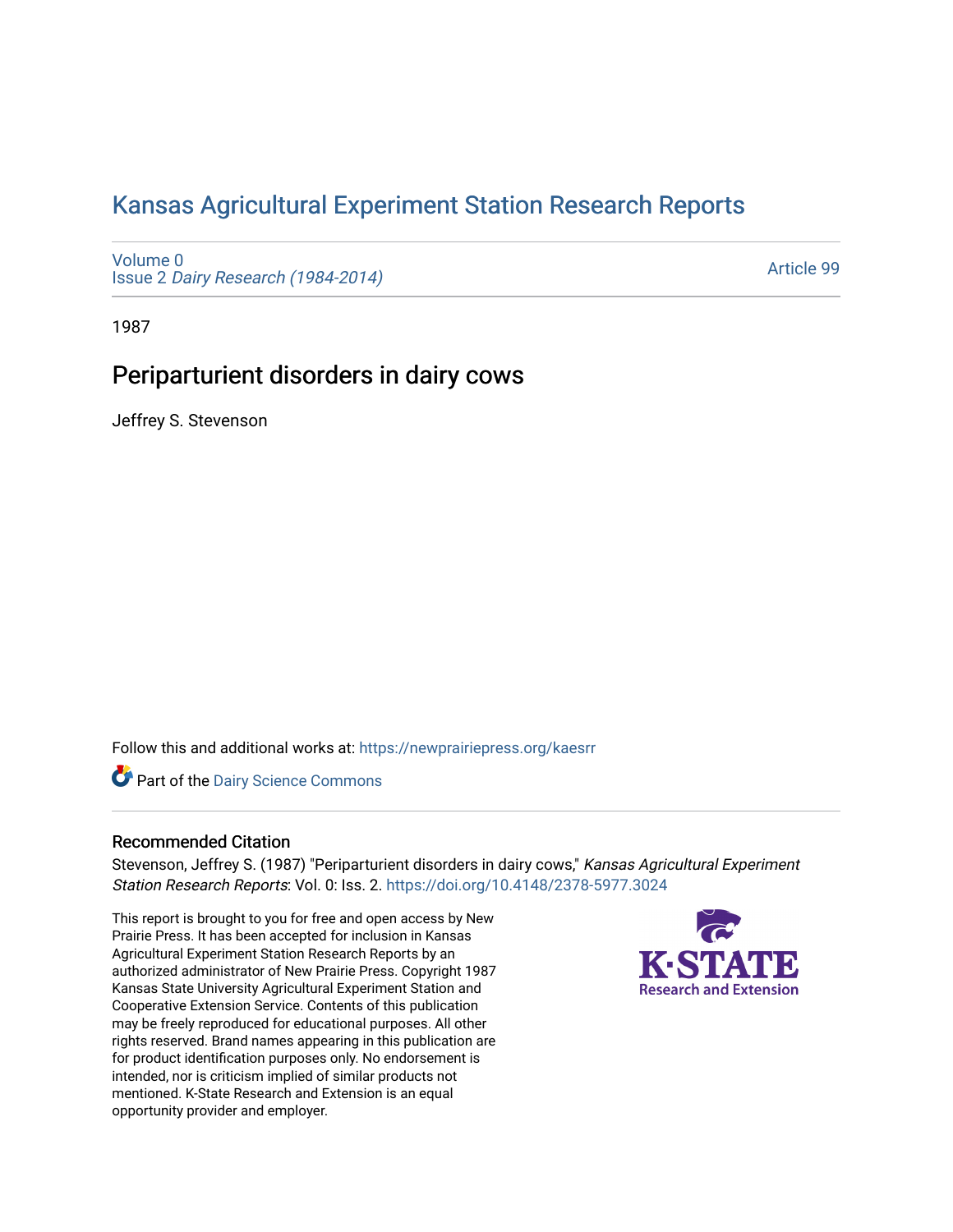# Kansas Agricultural Experiment Station Research Reports

Volume 0
Issue 2 *Dairy Research (1984-2014)*

Article 99

1987

## Periparturient disorders in dairy cows

Jeffrey S. Stevenson

Follow this and additional works at: https://newprairiepress.org/kaesrr

Part of the Dairy Science Commons

### Recommended Citation

Stevenson, Jeffrey S. (1987) "Periparturient disorders in dairy cows," *Kansas Agricultural Experiment Station Research Reports*: Vol. 0: Iss. 2. https://doi.org/10.4148/2378-5977.3024

This report is brought to you for free and open access by New Prairie Press. It has been accepted for inclusion in Kansas Agricultural Experiment Station Research Reports by an authorized administrator of New Prairie Press. Copyright 1987 Kansas State University Agricultural Experiment Station and Cooperative Extension Service. Contents of this publication may be freely reproduced for educational purposes. All other rights reserved. Brand names appearing in this publication are for product identification purposes only. No endorsement is intended, nor is criticism implied of similar products not mentioned. K-State Research and Extension is an equal opportunity provider and employer.

K-STATE Research and Extension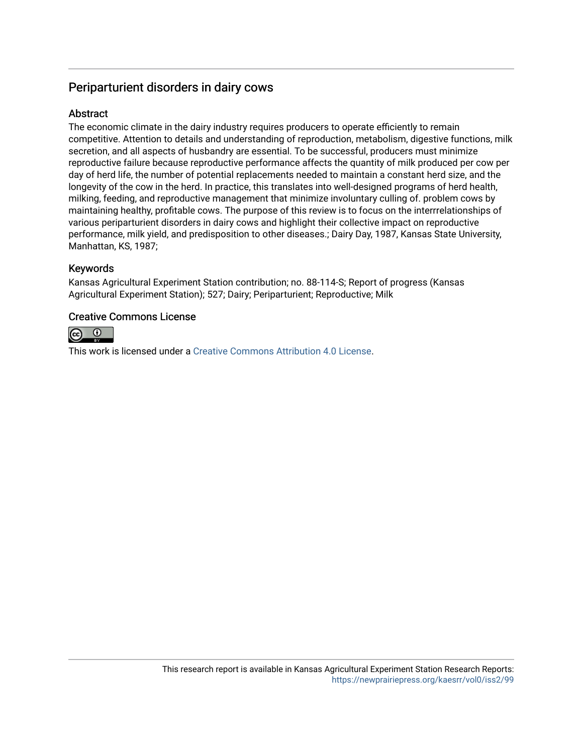# Periparturient disorders in dairy cows

## Abstract

The economic climate in the dairy industry requires producers to operate efficiently to remain competitive. Attention to details and understanding of reproduction, metabolism, digestive functions, milk secretion, and all aspects of husbandry are essential. To be successful, producers must minimize reproductive failure because reproductive performance affects the quantity of milk produced per cow per day of herd life, the number of potential replacements needed to maintain a constant herd size, and the longevity of the cow in the herd. In practice, this translates into well-designed programs of herd health, milking, feeding, and reproductive management that minimize involuntary culling of. problem cows by maintaining healthy, profitable cows. The purpose of this review is to focus on the interrrelationships of various periparturient disorders in dairy cows and highlight their collective impact on reproductive performance, milk yield, and predisposition to other diseases.; Dairy Day, 1987, Kansas State University, Manhattan, KS, 1987;

## Keywords

Kansas Agricultural Experiment Station contribution; no. 88-114-S; Report of progress (Kansas Agricultural Experiment Station); 527; Dairy; Periparturient; Reproductive; Milk

## Creative Commons License

This work is licensed under a Creative Commons Attribution 4.0 License.

This research report is available in Kansas Agricultural Experiment Station Research Reports: https://newprairiepress.org/kaesrr/vol0/iss2/99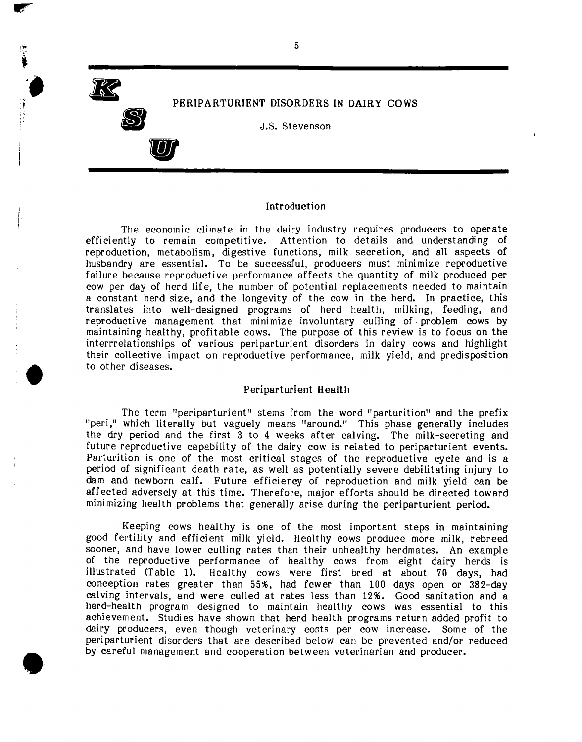# PERIPARTURIENT DISORDERS IN DAIRY COWS

J.S. Stevenson

## Introduction

The economic climate in the dairy industry requires producers to operate efficiently to remain competitive. Attention to details and understanding of reproduction, metabolism, digestive functions, milk secretion, and all aspects of husbandry are essential. To be successful, producers must minimize reproductive failure because reproductive performance affects the quantity of milk produced per cow per day of herd life, the number of potential replacements needed to maintain a constant herd size, and the longevity of the cow in the herd. In practice, this translates into well-designed programs of herd health, milking, feeding, and reproductive management that minimize involuntary culling of problem cows by maintaining healthy, profitable cows. The purpose of this review is to focus on the interrrelationships of various periparturient disorders in dairy cows and highlight their collective impact on reproductive performance, milk yield, and predisposition to other diseases.

## Periparturient Health

The term "periparturient" stems from the word "parturition" and the prefix "peri," which literally but vaguely means "around." This phase generally includes the dry period and the first 3 to 4 weeks after calving. The milk-secreting and future reproductive capability of the dairy cow is related to periparturient events. Parturition is one of the most critical stages of the reproductive cycle and is a period of significant death rate, as well as potentially severe debilitating injury to dam and newborn calf. Future efficiency of reproduction and milk yield can be affected adversely at this time. Therefore, major efforts should be directed toward minimizing health problems that generally arise during the periparturient period.

Keeping cows healthy is one of the most important steps in maintaining good fertility and efficient milk yield. Healthy cows produce more milk, rebreed sooner, and have lower culling rates than their unhealthy herdmates. An example of the reproductive performance of healthy cows from eight dairy herds is illustrated (Table 1). Healthy cows were first bred at about 70 days, had conception rates greater than 55%, had fewer than 100 days open or 382-day calving intervals, and were culled at rates less than 12%. Good sanitation and a herd-health program designed to maintain healthy cows was essential to this achievement. Studies have shown that herd health programs return added profit to dairy producers, even though veterinary costs per cow increase. Some of the periparturient disorders that are described below can be prevented and/or reduced by careful management and cooperation between veterinarian and producer.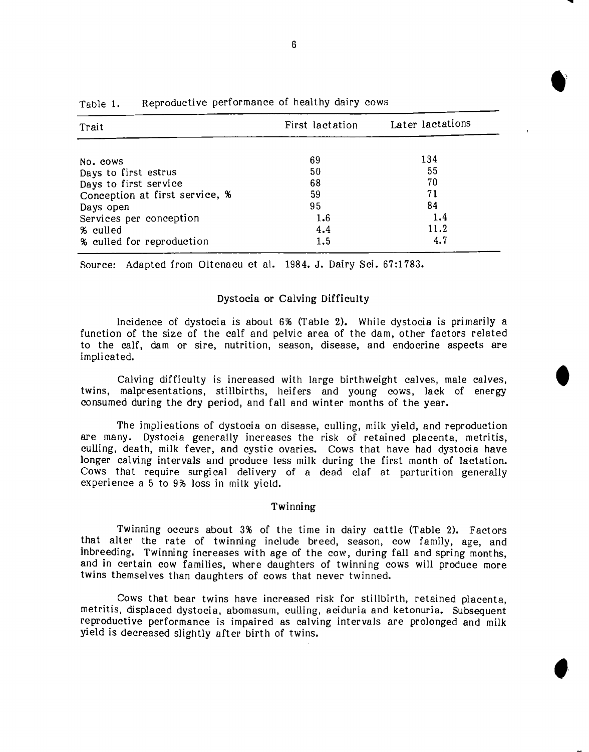Table 1. Reproductive performance of healthy dairy cows

| Trait | First lactation | Later lactations |
|---|---|---|
| No. cows | 69 | 134 |
| Days to first estrus | 50 | 55 |
| Days to first service | 68 | 70 |
| Conception at first service, % | 59 | 71 |
| Days open | 95 | 84 |
| Services per conception | 1.6 | 1.4 |
| % culled | 4.4 | 11.2 |
| % culled for reproduction | 1.5 | 4.7 |

Source: Adapted from Oltenacu et al. 1984. J. Dairy Sci. 67:1783.

## Dystocia or Calving Difficulty

Incidence of dystocia is about 6% (Table 2). While dystocia is primarily a function of the size of the calf and pelvic area of the dam, other factors related to the calf, dam or sire, nutrition, season, disease, and endocrine aspects are implicated.

Calving difficulty is increased with large birthweight calves, male calves, twins, malpresentations, stillbirths, heifers and young cows, lack of energy consumed during the dry period, and fall and winter months of the year.

The implications of dystocia on disease, culling, milk yield, and reproduction are many. Dystocia generally increases the risk of retained placenta, metritis, culling, death, milk fever, and cystic ovaries. Cows that have had dystocia have longer calving intervals and produce less milk during the first month of lactation. Cows that require surgical delivery of a dead claf at parturition generally experience a 5 to 9% loss in milk yield.

## Twinning

Twinning occurs about 3% of the time in dairy cattle (Table 2). Factors that alter the rate of twinning include breed, season, cow family, age, and inbreeding. Twinning increases with age of the cow, during fall and spring months, and in certain cow families, where daughters of twinning cows will produce more twins themselves than daughters of cows that never twinned.

Cows that bear twins have increased risk for stillbirth, retained placenta, metritis, displaced dystocia, abomasum, culling, aciduria and ketonuria. Subsequent reproductive performance is impaired as calving intervals are prolonged and milk yield is decreased slightly after birth of twins.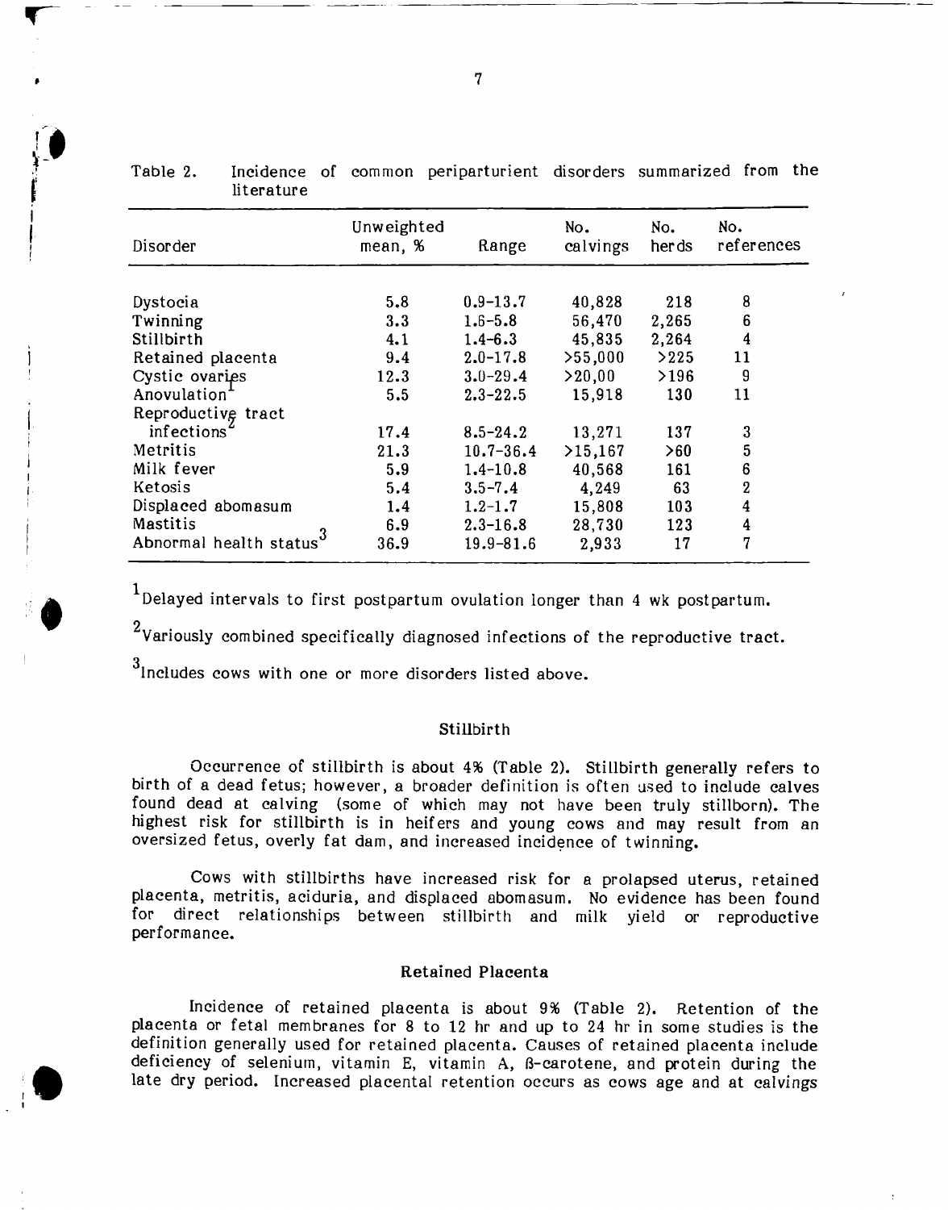Table 2. Incidence of common periparturient disorders summarized from the literature

| Disorder | Unweighted mean, % | Range | No. calvings | No. herds | No. references |
|---|---|---|---|---|---|
| Dystocia | 5.8 | 0.9-13.7 | 40,828 | 218 | 8 |
| Twinning | 3.3 | 1.6-5.8 | 56,470 | 2,265 | 6 |
| Stillbirth | 4.1 | 1.4-6.3 | 45,835 | 2,264 | 4 |
| Retained placenta | 9.4 | 2.0-17.8 | >55,000 | >225 | 11 |
| Cystic ovaries | 12.3 | 3.0-29.4 | >20,00 | >196 | 9 |
| Anovulation[1] | 5.5 | 2.3-22.5 | 15,918 | 130 | 11 |
| Reproductive tract infections[2] | 17.4 | 8.5-24.2 | 13,271 | 137 | 3 |
| Metritis | 21.3 | 10.7-36.4 | >15,167 | >60 | 5 |
| Milk fever | 5.9 | 1.4-10.8 | 40,568 | 161 | 6 |
| Ketosis | 5.4 | 3.5-7.4 | 4,249 | 63 | 2 |
| Displaced abomasum | 1.4 | 1.2-1.7 | 15,808 | 103 | 4 |
| Mastitis | 6.9 | 2.3-16.8 | 28,730 | 123 | 4 |
| Abnormal health status[3] | 36.9 | 19.9-81.6 | 2,933 | 17 | 7 |

[1]Delayed intervals to first postpartum ovulation longer than 4 wk postpartum.

[2]Variously combined specifically diagnosed infections of the reproductive tract.

[3]Includes cows with one or more disorders listed above.

### Stillbirth

Occurrence of stillbirth is about 4% (Table 2). Stillbirth generally refers to birth of a dead fetus; however, a broader definition is often used to include calves found dead at calving (some of which may not have been truly stillborn). The highest risk for stillbirth is in heifers and young cows and may result from an oversized fetus, overly fat dam, and increased incidence of twinning.

Cows with stillbirths have increased risk for a prolapsed uterus, retained placenta, metritis, aciduria, and displaced abomasum. No evidence has been found for direct relationships between stillbirth and milk yield or reproductive performance.

### Retained Placenta

Incidence of retained placenta is about 9% (Table 2). Retention of the placenta or fetal membranes for 8 to 12 hr and up to 24 hr in some studies is the definition generally used for retained placenta. Causes of retained placenta include deficiency of selenium, vitamin E, vitamin A, ß-carotene, and protein during the late dry period. Increased placental retention occurs as cows age and at calvings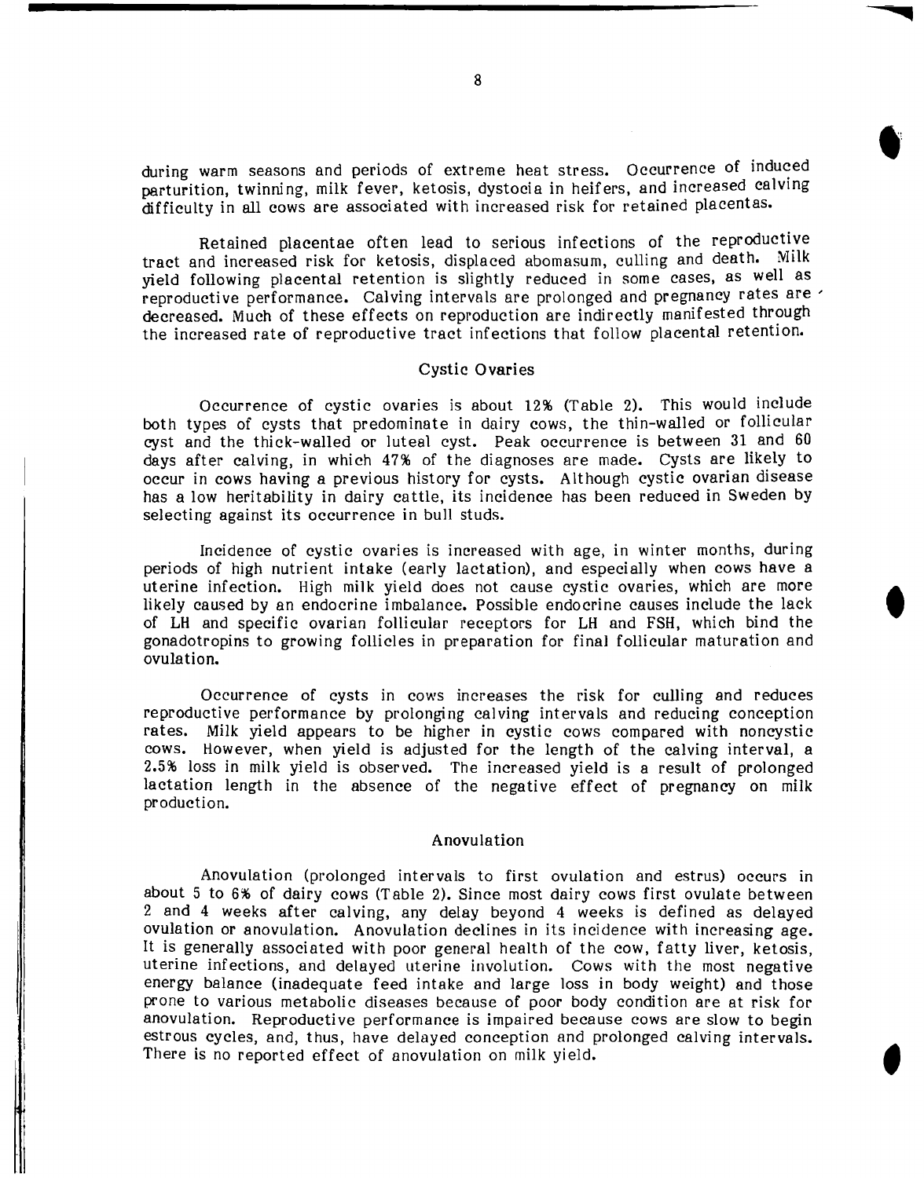during warm seasons and periods of extreme heat stress. Occurrence of induced parturition, twinning, milk fever, ketosis, dystocia in heifers, and increased calving difficulty in all cows are associated with increased risk for retained placentas.

Retained placentae often lead to serious infections of the reproductive tract and increased risk for ketosis, displaced abomasum, culling and death. Milk yield following placental retention is slightly reduced in some cases, as well as reproductive performance. Calving intervals are prolonged and pregnancy rates are decreased. Much of these effects on reproduction are indirectly manifested through the increased rate of reproductive tract infections that follow placental retention.

## Cystic Ovaries

Occurrence of cystic ovaries is about 12% (Table 2). This would include both types of cysts that predominate in dairy cows, the thin-walled or follicular cyst and the thick-walled or luteal cyst. Peak occurrence is between 31 and 60 days after calving, in which 47% of the diagnoses are made. Cysts are likely to occur in cows having a previous history for cysts. Although cystic ovarian disease has a low heritability in dairy cattle, its incidence has been reduced in Sweden by selecting against its occurrence in bull studs.

Incidence of cystic ovaries is increased with age, in winter months, during periods of high nutrient intake (early lactation), and especially when cows have a uterine infection. High milk yield does not cause cystic ovaries, which are more likely caused by an endocrine imbalance. Possible endocrine causes include the lack of LH and specific ovarian follicular receptors for LH and FSH, which bind the gonadotropins to growing follicles in preparation for final follicular maturation and ovulation.

Occurrence of cysts in cows increases the risk for culling and reduces reproductive performance by prolonging calving intervals and reducing conception rates. Milk yield appears to be higher in cystic cows compared with noncystic cows. However, when yield is adjusted for the length of the calving interval, a 2.5% loss in milk yield is observed. The increased yield is a result of prolonged lactation length in the absence of the negative effect of pregnancy on milk production.

## Anovulation

Anovulation (prolonged intervals to first ovulation and estrus) occurs in about 5 to 6% of dairy cows (Table 2). Since most dairy cows first ovulate between 2 and 4 weeks after calving, any delay beyond 4 weeks is defined as delayed ovulation or anovulation. Anovulation declines in its incidence with increasing age. It is generally associated with poor general health of the cow, fatty liver, ketosis, uterine infections, and delayed uterine involution. Cows with the most negative energy balance (inadequate feed intake and large loss in body weight) and those prone to various metabolic diseases because of poor body condition are at risk for anovulation. Reproductive performance is impaired because cows are slow to begin estrous cycles, and, thus, have delayed conception and prolonged calving intervals. There is no reported effect of anovulation on milk yield.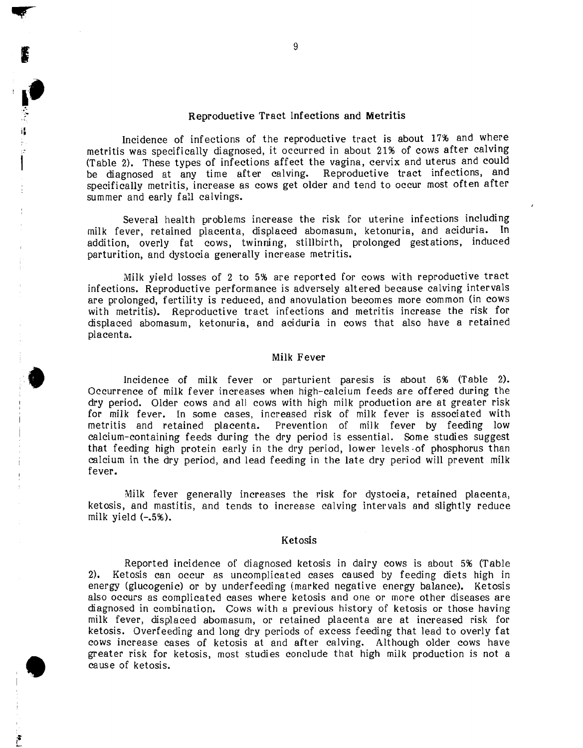## Reproductive Tract Infections and Metritis

Incidence of infections of the reproductive tract is about 17% and where metritis was specifically diagnosed, it occurred in about 21% of cows after calving (Table 2). These types of infections affect the vagina, cervix and uterus and could be diagnosed at any time after calving. Reproductive tract infections, and specifically metritis, increase as cows get older and tend to occur most often after summer and early fall calvings.

Several health problems increase the risk for uterine infections including milk fever, retained placenta, displaced abomasum, ketonuria, and aciduria. In addition, overly fat cows, twinning, stillbirth, prolonged gestations, induced parturition, and dystocia generally increase metritis.

Milk yield losses of 2 to 5% are reported for cows with reproductive tract infections. Reproductive performance is adversely altered because calving intervals are prolonged, fertility is reduced, and anovulation becomes more common (in cows with metritis). Reproductive tract infections and metritis increase the risk for displaced abomasum, ketonuria, and aciduria in cows that also have a retained placenta.

## Milk Fever

Incidence of milk fever or parturient paresis is about 6% (Table 2). Occurrence of milk fever increases when high-calcium feeds are offered during the dry period. Older cows and all cows with high milk production are at greater risk for milk fever. In some cases, increased risk of milk fever is associated with metritis and retained placenta. Prevention of milk fever by feeding low calcium-containing feeds during the dry period is essential. Some studies suggest that feeding high protein early in the dry period, lower levels of phosphorus than calcium in the dry period, and lead feeding in the late dry period will prevent milk fever.

Milk fever generally increases the risk for dystocia, retained placenta, ketosis, and mastitis, and tends to increase calving intervals and slightly reduce milk yield (-.5%).

## Ketosis

Reported incidence of diagnosed ketosis in dairy cows is about 5% (Table 2). Ketosis can occur as uncomplicated cases caused by feeding diets high in energy (glucogenic) or by underfeeding (marked negative energy balance). Ketosis also occurs as complicated cases where ketosis and one or more other diseases are diagnosed in combination. Cows with a previous history of ketosis or those having milk fever, displaced abomasum, or retained placenta are at increased risk for ketosis. Overfeeding and long dry periods of excess feeding that lead to overly fat cows increase cases of ketosis at and after calving. Although older cows have greater risk for ketosis, most studies conclude that high milk production is not a cause of ketosis.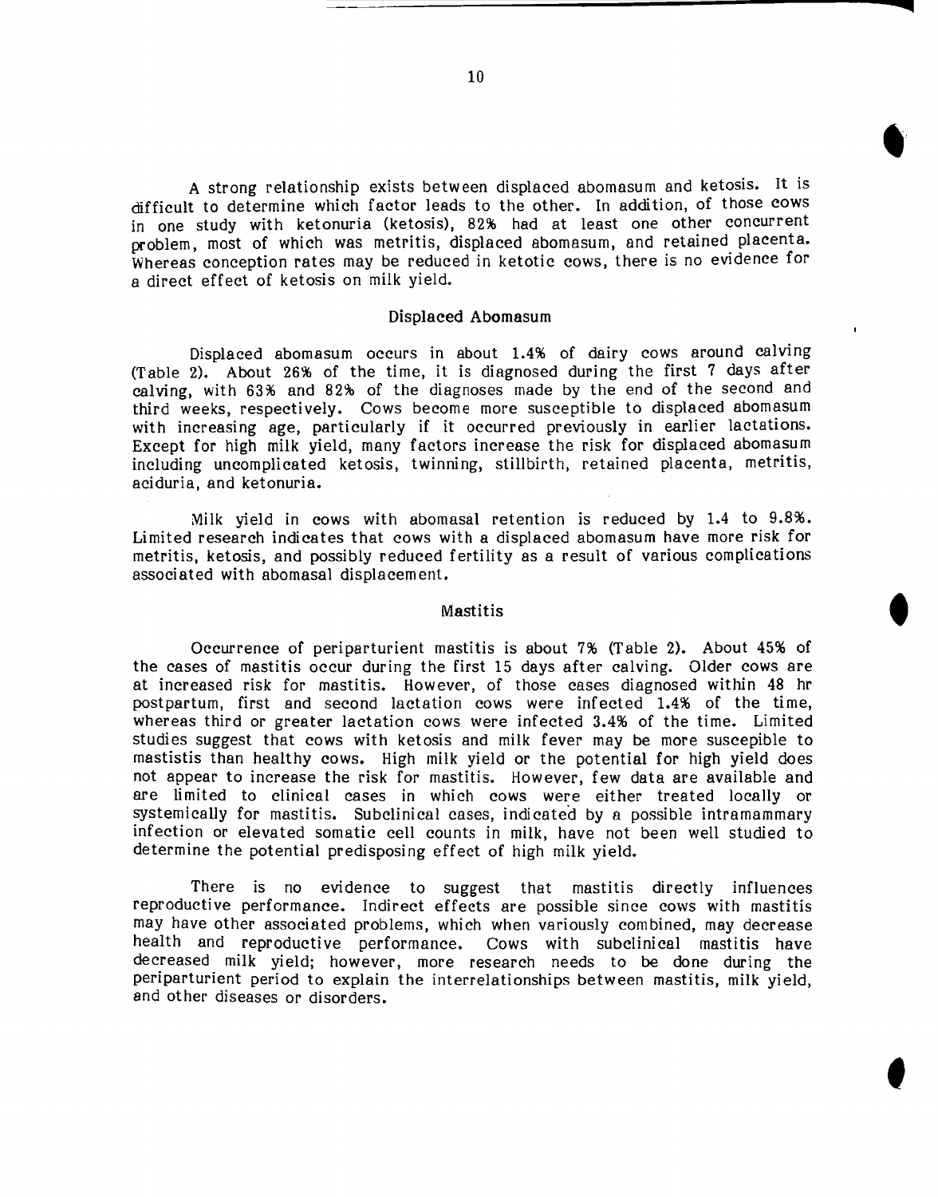A strong relationship exists between displaced abomasum and ketosis. It is difficult to determine which factor leads to the other. In addition, of those cows in one study with ketonuria (ketosis), 82% had at least one other concurrent problem, most of which was metritis, displaced abomasum, and retained placenta. Whereas conception rates may be reduced in ketotic cows, there is no evidence for a direct effect of ketosis on milk yield.

## Displaced Abomasum

Displaced abomasum occurs in about 1.4% of dairy cows around calving (Table 2). About 26% of the time, it is diagnosed during the first 7 days after calving, with 63% and 82% of the diagnoses made by the end of the second and third weeks, respectively. Cows become more susceptible to displaced abomasum with increasing age, particularly if it occurred previously in earlier lactations. Except for high milk yield, many factors increase the risk for displaced abomasum including uncomplicated ketosis, twinning, stillbirth, retained placenta, metritis, aciduria, and ketonuria.

Milk yield in cows with abomasal retention is reduced by 1.4 to 9.8%. Limited research indicates that cows with a displaced abomasum have more risk for metritis, ketosis, and possibly reduced fertility as a result of various complications associated with abomasal displacement.

## Mastitis

Occurrence of periparturient mastitis is about 7% (Table 2). About 45% of the cases of mastitis occur during the first 15 days after calving. Older cows are at increased risk for mastitis. However, of those cases diagnosed within 48 hr postpartum, first and second lactation cows were infected 1.4% of the time, whereas third or greater lactation cows were infected 3.4% of the time. Limited studies suggest that cows with ketosis and milk fever may be more suscepible to mastistis than healthy cows. High milk yield or the potential for high yield does not appear to increase the risk for mastitis. However, few data are available and are limited to clinical cases in which cows were either treated locally or systemically for mastitis. Subclinical cases, indicated by a possible intramammary infection or elevated somatic cell counts in milk, have not been well studied to determine the potential predisposing effect of high milk yield.

There is no evidence to suggest that mastitis directly influences reproductive performance. Indirect effects are possible since cows with mastitis may have other associated problems, which when variously combined, may decrease health and reproductive performance. Cows with subclinical mastitis have decreased milk yield; however, more research needs to be done during the periparturient period to explain the interrelationships between mastitis, milk yield, and other diseases or disorders.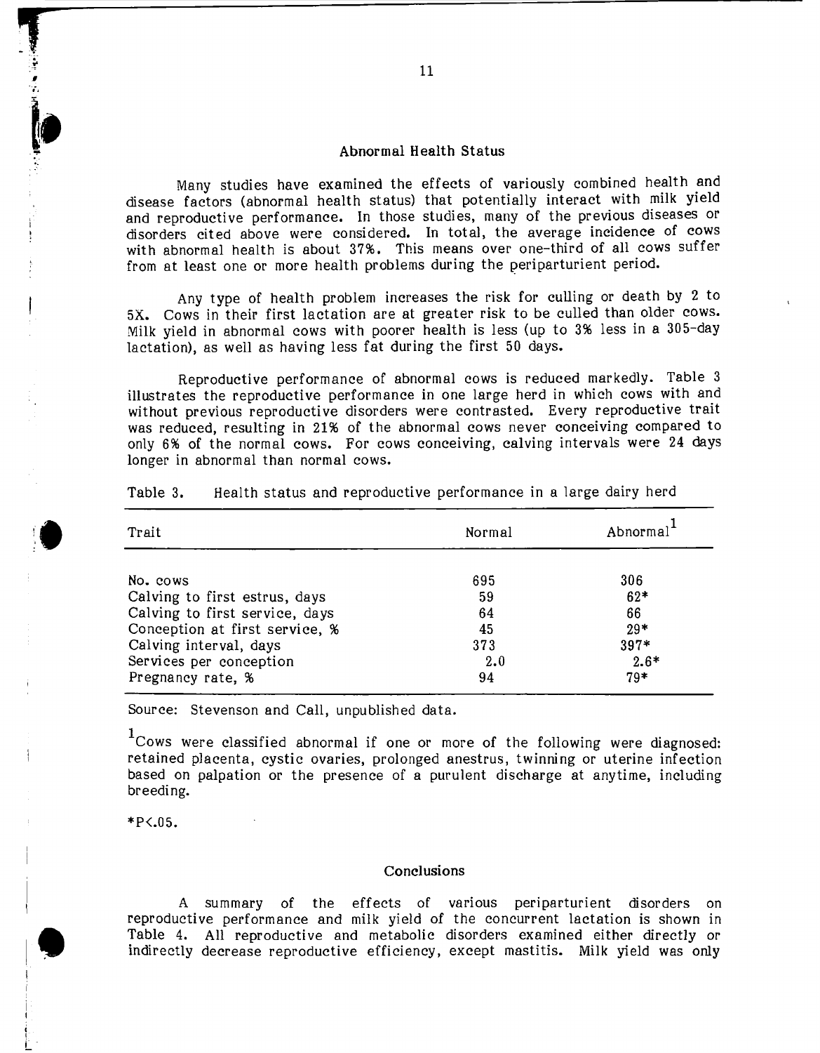## Abnormal Health Status

Many studies have examined the effects of variously combined health and disease factors (abnormal health status) that potentially interact with milk yield and reproductive performance. In those studies, many of the previous diseases or disorders cited above were considered. In total, the average incidence of cows with abnormal health is about 37%. This means over one-third of all cows suffer from at least one or more health problems during the periparturient period.

Any type of health problem increases the risk for culling or death by 2 to 5X. Cows in their first lactation are at greater risk to be culled than older cows. Milk yield in abnormal cows with poorer health is less (up to 3% less in a 305-day lactation), as well as having less fat during the first 50 days.

Reproductive performance of abnormal cows is reduced markedly. Table 3 illustrates the reproductive performance in one large herd in which cows with and without previous reproductive disorders were contrasted. Every reproductive trait was reduced, resulting in 21% of the abnormal cows never conceiving compared to only 6% of the normal cows. For cows conceiving, calving intervals were 24 days longer in abnormal than normal cows.

Table 3. Health status and reproductive performance in a large dairy herd

| Trait | Normal | Abnormal[1] |
|---|---|---|
| No. cows | 695 | 306 |
| Calving to first estrus, days | 59 | 62* |
| Calving to first service, days | 64 | 66 |
| Conception at first service, % | 45 | 29* |
| Calving interval, days | 373 | 397* |
| Services per conception | 2.0 | 2.6* |
| Pregnancy rate, % | 94 | 79* |

Source: Stevenson and Call, unpublished data.

[1]Cows were classified abnormal if one or more of the following were diagnosed: retained placenta, cystic ovaries, prolonged anestrus, twinning or uterine infection based on palpation or the presence of a purulent discharge at anytime, including breeding.

*$P<.05$.

## Conclusions

A summary of the effects of various periparturient disorders on reproductive performance and milk yield of the concurrent lactation is shown in Table 4. All reproductive and metabolic disorders examined either directly or indirectly decrease reproductive efficiency, except mastitis. Milk yield was only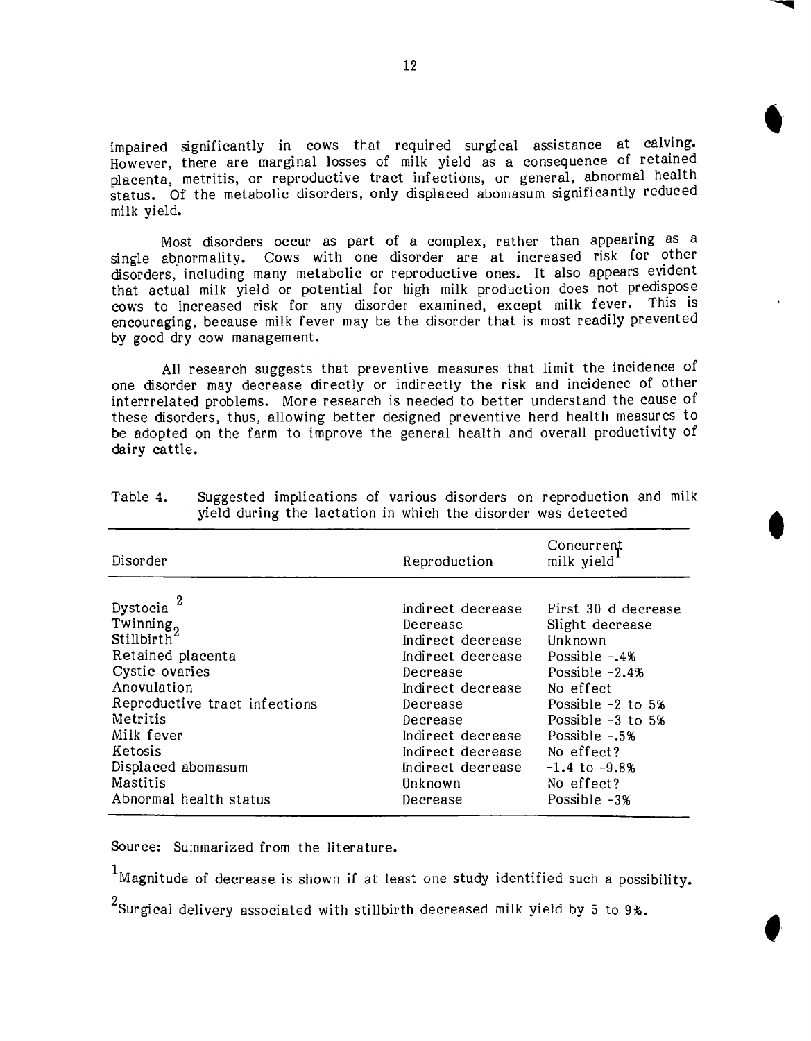impaired significantly in cows that required surgical assistance at calving. However, there are marginal losses of milk yield as a consequence of retained placenta, metritis, or reproductive tract infections, or general, abnormal health status. Of the metabolic disorders, only displaced abomasum significantly reduced milk yield.

Most disorders occur as part of a complex, rather than appearing as a single abnormality. Cows with one disorder are at increased risk for other disorders, including many metabolic or reproductive ones. It also appears evident that actual milk yield or potential for high milk production does not predispose cows to increased risk for any disorder examined, except milk fever. This is encouraging, because milk fever may be the disorder that is most readily prevented by good dry cow management.

All research suggests that preventive measures that limit the incidence of one disorder may decrease directly or indirectly the risk and incidence of other interrrelated problems. More research is needed to better understand the cause of these disorders, thus, allowing better designed preventive herd health measures to be adopted on the farm to improve the general health and overall productivity of dairy cattle.

Table 4. Suggested implications of various disorders on reproduction and milk yield during the lactation in which the disorder was detected

| Disorder | Reproduction | Concurrent milk yield[1] |
|---|---|---|
| Dystocia [2] | Indirect decrease | First 30 d decrease |
| Twinning | Decrease | Slight decrease |
| Stillbirth[2] | Indirect decrease | Unknown |
| Retained placenta | Indirect decrease | Possible -.4% |
| Cystic ovaries | Decrease | Possible -2.4% |
| Anovulation | Indirect decrease | No effect |
| Reproductive tract infections | Decrease | Possible -2 to 5% |
| Metritis | Decrease | Possible -3 to 5% |
| Milk fever | Indirect decrease | Possible -.5% |
| Ketosis | Indirect decrease | No effect? |
| Displaced abomasum | Indirect decrease | -1.4 to -9.8% |
| Mastitis | Unknown | No effect? |
| Abnormal health status | Decrease | Possible -3% |

Source: Summarized from the literature.

[1]Magnitude of decrease is shown if at least one study identified such a possibility.

[2]Surgical delivery associated with stillbirth decreased milk yield by 5 to 9%.